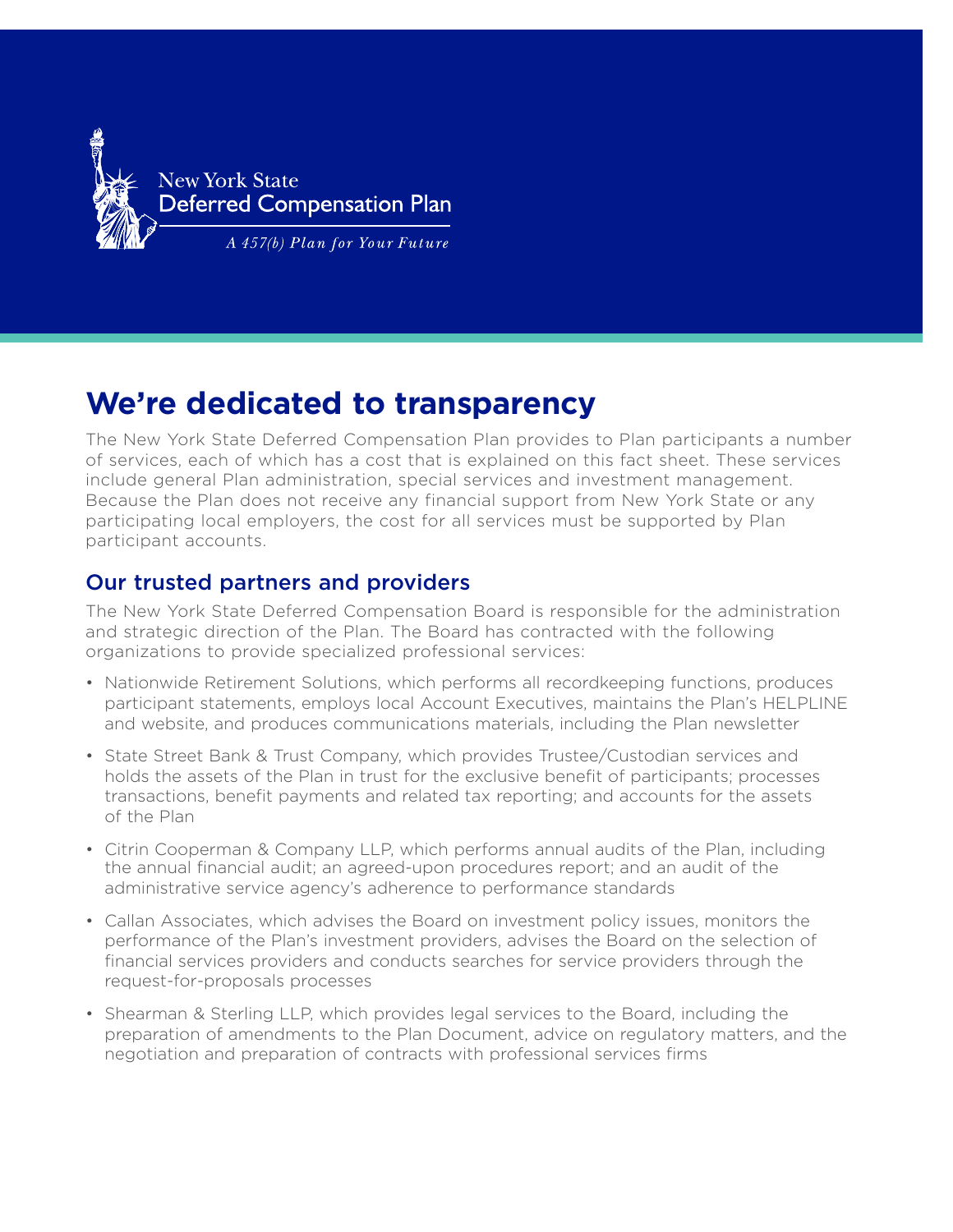New York State
Deferred Compensation Plan

*A 457(b) Plan for Your Future*

# We're dedicated to transparency

The New York State Deferred Compensation Plan provides to Plan participants a number of services, each of which has a cost that is explained on this fact sheet. These services include general Plan administration, special services and investment management. Because the Plan does not receive any financial support from New York State or any participating local employers, the cost for all services must be supported by Plan participant accounts.

## Our trusted partners and providers

The New York State Deferred Compensation Board is responsible for the administration and strategic direction of the Plan. The Board has contracted with the following organizations to provide specialized professional services:

- Nationwide Retirement Solutions, which performs all recordkeeping functions, produces participant statements, employs local Account Executives, maintains the Plan's HELPLINE and website, and produces communications materials, including the Plan newsletter
- State Street Bank & Trust Company, which provides Trustee/Custodian services and holds the assets of the Plan in trust for the exclusive benefit of participants; processes transactions, benefit payments and related tax reporting; and accounts for the assets of the Plan
- Citrin Cooperman & Company LLP, which performs annual audits of the Plan, including the annual financial audit; an agreed-upon procedures report; and an audit of the administrative service agency's adherence to performance standards
- Callan Associates, which advises the Board on investment policy issues, monitors the performance of the Plan's investment providers, advises the Board on the selection of financial services providers and conducts searches for service providers through the request-for-proposals processes
- Shearman & Sterling LLP, which provides legal services to the Board, including the preparation of amendments to the Plan Document, advice on regulatory matters, and the negotiation and preparation of contracts with professional services firms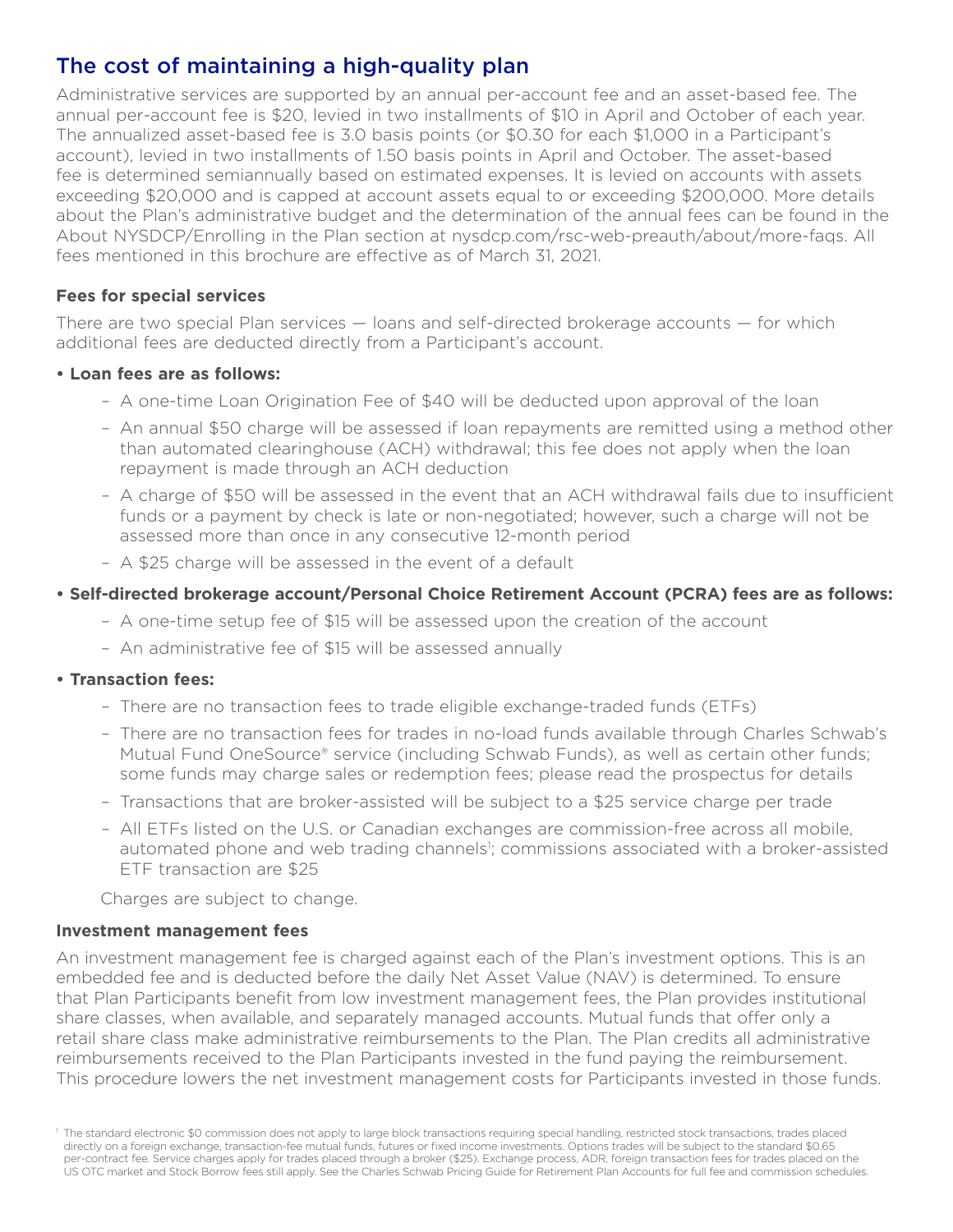## The cost of maintaining a high-quality plan

Administrative services are supported by an annual per-account fee and an asset-based fee. The annual per-account fee is $20, levied in two installments of $10 in April and October of each year. The annualized asset-based fee is 3.0 basis points (or $0.30 for each $1,000 in a Participant's account), levied in two installments of 1.50 basis points in April and October. The asset-based fee is determined semiannually based on estimated expenses. It is levied on accounts with assets exceeding $20,000 and is capped at account assets equal to or exceeding $200,000. More details about the Plan's administrative budget and the determination of the annual fees can be found in the About NYSDCP/Enrolling in the Plan section at nysdcp.com/rsc-web-preauth/about/more-faqs. All fees mentioned in this brochure are effective as of March 31, 2021.

### Fees for special services

There are two special Plan services — loans and self-directed brokerage accounts — for which additional fees are deducted directly from a Participant's account.

- **Loan fees are as follows:**
  - A one-time Loan Origination Fee of $40 will be deducted upon approval of the loan
  - An annual $50 charge will be assessed if loan repayments are remitted using a method other than automated clearinghouse (ACH) withdrawal; this fee does not apply when the loan repayment is made through an ACH deduction
  - A charge of $50 will be assessed in the event that an ACH withdrawal fails due to insufficient funds or a payment by check is late or non-negotiated; however, such a charge will not be assessed more than once in any consecutive 12-month period
  - A $25 charge will be assessed in the event of a default
- **Self-directed brokerage account/Personal Choice Retirement Account (PCRA) fees are as follows:**
  - A one-time setup fee of $15 will be assessed upon the creation of the account
  - An administrative fee of $15 will be assessed annually
- **Transaction fees:**
  - There are no transaction fees to trade eligible exchange-traded funds (ETFs)
  - There are no transaction fees for trades in no-load funds available through Charles Schwab's Mutual Fund OneSource® service (including Schwab Funds), as well as certain other funds; some funds may charge sales or redemption fees; please read the prospectus for details
  - Transactions that are broker-assisted will be subject to a $25 service charge per trade
  - All ETFs listed on the U.S. or Canadian exchanges are commission-free across all mobile, automated phone and web trading channels[1]; commissions associated with a broker-assisted ETF transaction are $25

  Charges are subject to change.

### Investment management fees

An investment management fee is charged against each of the Plan's investment options. This is an embedded fee and is deducted before the daily Net Asset Value (NAV) is determined. To ensure that Plan Participants benefit from low investment management fees, the Plan provides institutional share classes, when available, and separately managed accounts. Mutual funds that offer only a retail share class make administrative reimbursements to the Plan. The Plan credits all administrative reimbursements received to the Plan Participants invested in the fund paying the reimbursement. This procedure lowers the net investment management costs for Participants invested in those funds.

[1] The standard electronic $0 commission does not apply to large block transactions requiring special handling, restricted stock transactions, trades placed directly on a foreign exchange, transaction-fee mutual funds, futures or fixed income investments. Options trades will be subject to the standard $0.65 per-contract fee. Service charges apply for trades placed through a broker ($25). Exchange process, ADR, foreign transaction fees for trades placed on the US OTC market and Stock Borrow fees still apply. See the Charles Schwab Pricing Guide for Retirement Plan Accounts for full fee and commission schedules.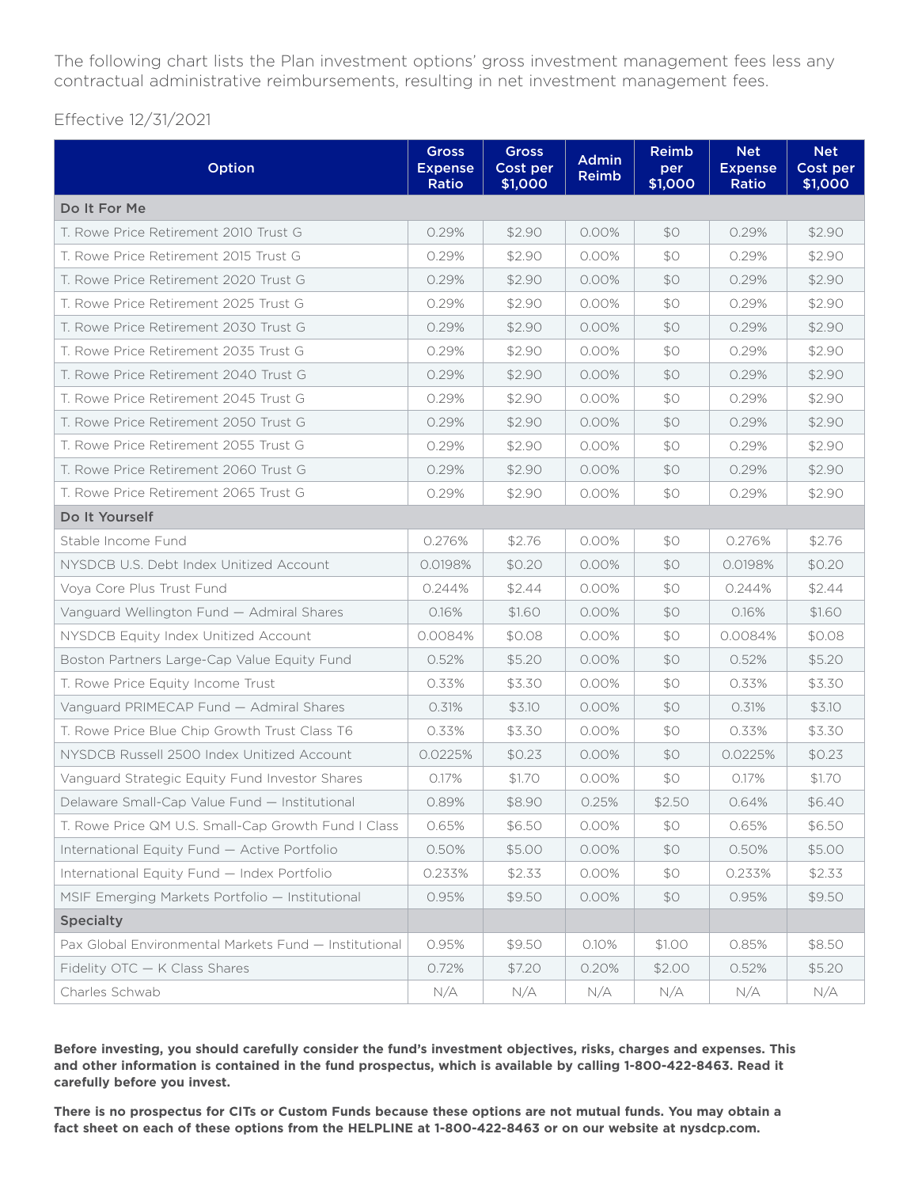The following chart lists the Plan investment options' gross investment management fees less any contractual administrative reimbursements, resulting in net investment management fees.

Effective 12/31/2021

| Option | Gross Expense Ratio | Gross Cost per $1,000 | Admin Reimb | Reimb per $1,000 | Net Expense Ratio | Net Cost per $1,000 |
|---|---|---|---|---|---|---|
| **Do It For Me** | | | | | | |
| T. Rowe Price Retirement 2010 Trust G | 0.29% | $2.90 | 0.00% | $0 | 0.29% | $2.90 |
| T. Rowe Price Retirement 2015 Trust G | 0.29% | $2.90 | 0.00% | $0 | 0.29% | $2.90 |
| T. Rowe Price Retirement 2020 Trust G | 0.29% | $2.90 | 0.00% | $0 | 0.29% | $2.90 |
| T. Rowe Price Retirement 2025 Trust G | 0.29% | $2.90 | 0.00% | $0 | 0.29% | $2.90 |
| T. Rowe Price Retirement 2030 Trust G | 0.29% | $2.90 | 0.00% | $0 | 0.29% | $2.90 |
| T. Rowe Price Retirement 2035 Trust G | 0.29% | $2.90 | 0.00% | $0 | 0.29% | $2.90 |
| T. Rowe Price Retirement 2040 Trust G | 0.29% | $2.90 | 0.00% | $0 | 0.29% | $2.90 |
| T. Rowe Price Retirement 2045 Trust G | 0.29% | $2.90 | 0.00% | $0 | 0.29% | $2.90 |
| T. Rowe Price Retirement 2050 Trust G | 0.29% | $2.90 | 0.00% | $0 | 0.29% | $2.90 |
| T. Rowe Price Retirement 2055 Trust G | 0.29% | $2.90 | 0.00% | $0 | 0.29% | $2.90 |
| T. Rowe Price Retirement 2060 Trust G | 0.29% | $2.90 | 0.00% | $0 | 0.29% | $2.90 |
| T. Rowe Price Retirement 2065 Trust G | 0.29% | $2.90 | 0.00% | $0 | 0.29% | $2.90 |
| **Do It Yourself** | | | | | | |
| Stable Income Fund | 0.276% | $2.76 | 0.00% | $0 | 0.276% | $2.76 |
| NYSDCB U.S. Debt Index Unitized Account | 0.0198% | $0.20 | 0.00% | $0 | 0.0198% | $0.20 |
| Voya Core Plus Trust Fund | 0.244% | $2.44 | 0.00% | $0 | 0.244% | $2.44 |
| Vanguard Wellington Fund — Admiral Shares | 0.16% | $1.60 | 0.00% | $0 | 0.16% | $1.60 |
| NYSDCB Equity Index Unitized Account | 0.0084% | $0.08 | 0.00% | $0 | 0.0084% | $0.08 |
| Boston Partners Large-Cap Value Equity Fund | 0.52% | $5.20 | 0.00% | $0 | 0.52% | $5.20 |
| T. Rowe Price Equity Income Trust | 0.33% | $3.30 | 0.00% | $0 | 0.33% | $3.30 |
| Vanguard PRIMECAP Fund — Admiral Shares | 0.31% | $3.10 | 0.00% | $0 | 0.31% | $3.10 |
| T. Rowe Price Blue Chip Growth Trust Class T6 | 0.33% | $3.30 | 0.00% | $0 | 0.33% | $3.30 |
| NYSDCB Russell 2500 Index Unitized Account | 0.0225% | $0.23 | 0.00% | $0 | 0.0225% | $0.23 |
| Vanguard Strategic Equity Fund Investor Shares | 0.17% | $1.70 | 0.00% | $0 | 0.17% | $1.70 |
| Delaware Small-Cap Value Fund — Institutional | 0.89% | $8.90 | 0.25% | $2.50 | 0.64% | $6.40 |
| T. Rowe Price QM U.S. Small-Cap Growth Fund I Class | 0.65% | $6.50 | 0.00% | $0 | 0.65% | $6.50 |
| International Equity Fund — Active Portfolio | 0.50% | $5.00 | 0.00% | $0 | 0.50% | $5.00 |
| International Equity Fund — Index Portfolio | 0.233% | $2.33 | 0.00% | $0 | 0.233% | $2.33 |
| MSIF Emerging Markets Portfolio — Institutional | 0.95% | $9.50 | 0.00% | $0 | 0.95% | $9.50 |
| **Specialty** | | | | | | |
| Pax Global Environmental Markets Fund — Institutional | 0.95% | $9.50 | 0.10% | $1.00 | 0.85% | $8.50 |
| Fidelity OTC — K Class Shares | 0.72% | $7.20 | 0.20% | $2.00 | 0.52% | $5.20 |
| Charles Schwab | N/A | N/A | N/A | N/A | N/A | N/A |

**Before investing, you should carefully consider the fund's investment objectives, risks, charges and expenses. This and other information is contained in the fund prospectus, which is available by calling 1-800-422-8463. Read it carefully before you invest.**

**There is no prospectus for CITs or Custom Funds because these options are not mutual funds. You may obtain a fact sheet on each of these options from the HELPLINE at 1-800-422-8463 or on our website at nysdcp.com.**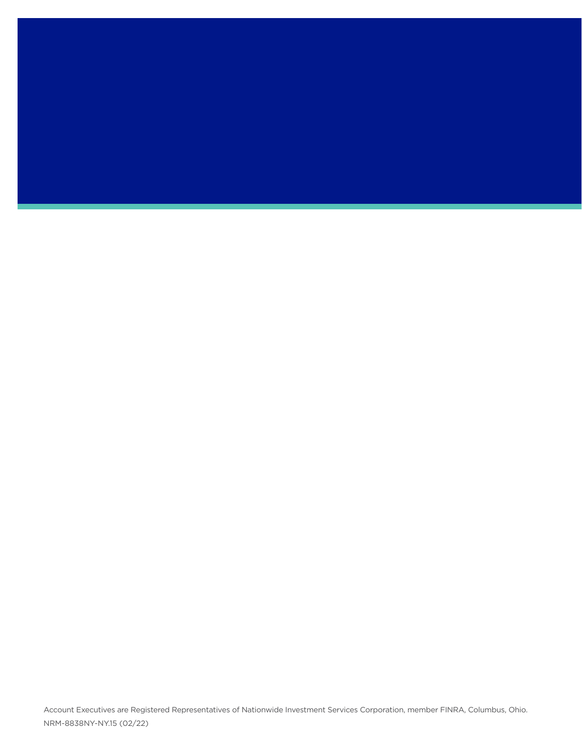Account Executives are Registered Representatives of Nationwide Investment Services Corporation, member FINRA, Columbus, Ohio.

NRM-8838NY-NY.15 (02/22)